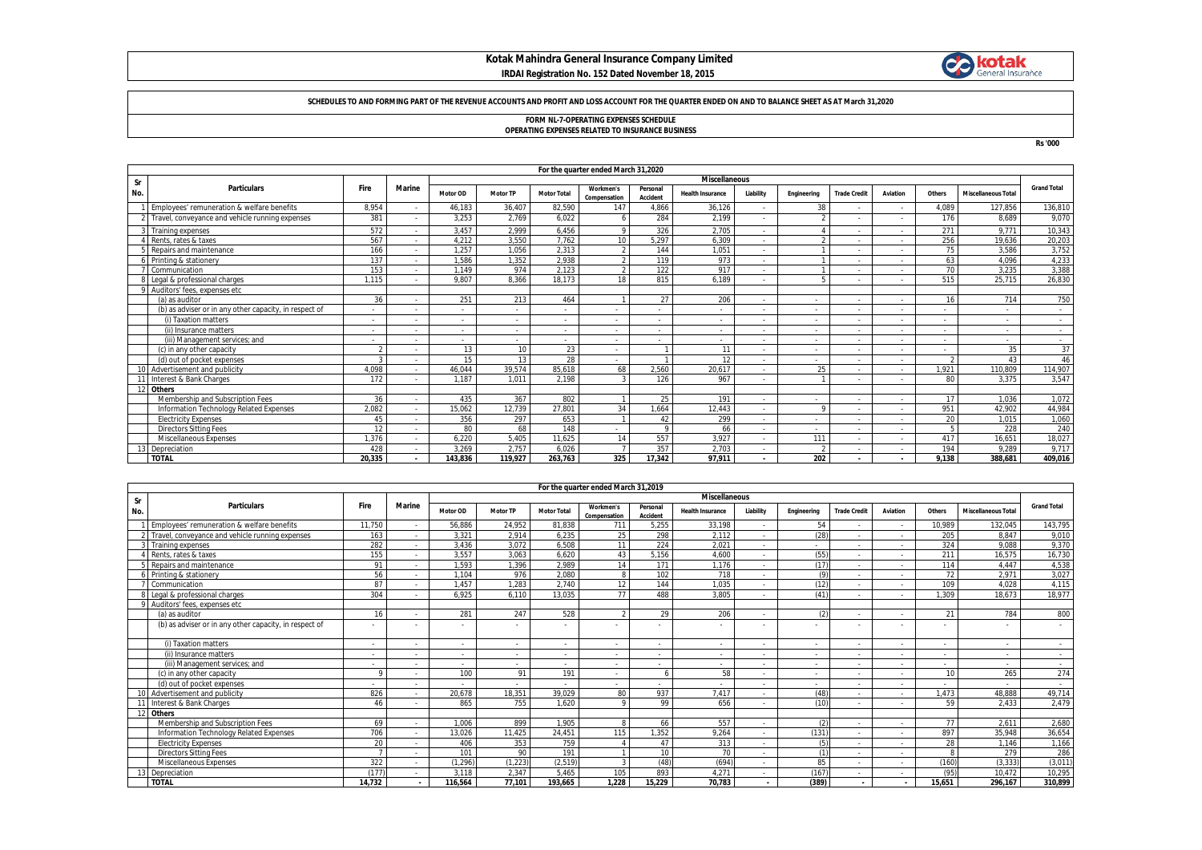# Kotak Mahindra General Insurance Company Limited

**IRDAI Registration No. 152 Dated November 18, 2015**

**SCHEDULES TO AND FORMING PART OF THE REVENUE ACCOUNTS AND PROFIT AND LOSS ACCOUNT FOR THE QUARTER ENDED ON AND TO BALANCE SHEET AS AT March 31,2020**

**FORM NL-7-OPERATING EXPENSES SCHEDULE**
**OPERATING EXPENSES RELATED TO INSURANCE BUSINESS**

Rs '000

| Sr No. | Particulars | Fire | Marine | Motor OD | Motor TP | Motor Total | Workmen's Compensation | Personal Accident | Health Insurance | Liability | Engineering | Trade Credit | Aviation | Others | Miscellaneous Total | Grand Total |
|---|---|---|---|---|---|---|---|---|---|---|---|---|---|---|---|---|
| | **For the quarter ended March 31,2020** | | | | | | | | | | | | | | | |
| | | | | Miscellaneous | | | | | | | | | | | | |
| 1 | Employees' remuneration & welfare benefits | 8,954 | - | 46,183 | 36,407 | 82,590 | 147 | 4,866 | 36,126 | - | 38 | - | - | 4,089 | 127,856 | 136,810 |
| 2 | Travel, conveyance and vehicle running expenses | 381 | - | 3,253 | 2,769 | 6,022 | 6 | 284 | 2,199 | - | 2 | - | - | 176 | 8,689 | 9,070 |
| 3 | Training expenses | 572 | - | 3,457 | 2,999 | 6,456 | 9 | 326 | 2,705 | - | 4 | - | - | 271 | 9,771 | 10,343 |
| 4 | Rents, rates & taxes | 567 | - | 4,212 | 3,550 | 7,762 | 10 | 5,297 | 6,309 | - | 2 | - | - | 256 | 19,636 | 20,203 |
| 5 | Repairs and maintenance | 166 | - | 1,257 | 1,056 | 2,313 | 2 | 144 | 1,051 | - | 1 | - | - | 75 | 3,586 | 3,752 |
| 6 | Printing & stationery | 137 | - | 1,586 | 1,352 | 2,938 | 2 | 119 | 973 | - | 1 | - | - | 63 | 4,096 | 4,233 |
| 7 | Communication | 153 | - | 1,149 | 974 | 2,123 | 2 | 122 | 917 | - | 1 | - | - | 70 | 3,235 | 3,388 |
| 8 | Legal & professional charges | 1,115 | - | 9,807 | 8,366 | 18,173 | 18 | 815 | 6,189 | - | 5 | - | - | 515 | 25,715 | 26,830 |
| 9 | Auditors' fees, expenses etc | | | | | | | | | | | | | | | |
| | (a) as auditor | 36 | - | 251 | 213 | 464 | 1 | 27 | 206 | - | - | - | - | 16 | 714 | 750 |
| | (b) as adviser or in any other capacity, in respect of | - | - | - | - | - | - | - | - | - | - | - | - | - | - | - |
| | (i) Taxation matters | - | - | - | - | - | - | - | - | - | - | - | - | - | - | - |
| | (ii) Insurance matters | - | - | - | - | - | - | - | - | - | - | - | - | - | - | - |
| | (iii) Management services; and | - | - | - | - | - | - | - | - | - | - | - | - | - | - | - |
| | (c) in any other capacity | 2 | - | 13 | 10 | 23 | - | 1 | 11 | - | - | - | - | - | 35 | 37 |
| | (d) out of pocket expenses | 3 | - | 15 | 13 | 28 | - | 1 | 12 | - | - | - | - | 2 | 43 | 46 |
| 10 | Advertisement and publicity | 4,098 | - | 46,044 | 39,574 | 85,618 | 68 | 2,560 | 20,617 | - | 25 | - | - | 1,921 | 110,809 | 114,907 |
| 11 | Interest & Bank Charges | 172 | - | 1,187 | 1,011 | 2,198 | 3 | 126 | 967 | - | 1 | - | - | 80 | 3,375 | 3,547 |
| 12 | **Others** | | | | | | | | | | | | | | | |
| | Membership and Subscription Fees | 36 | - | 435 | 367 | 802 | 1 | 25 | 191 | - | - | - | - | 17 | 1,036 | 1,072 |
| | Information Technology Related Expenses | 2,082 | - | 15,062 | 12,739 | 27,801 | 34 | 1,664 | 12,443 | - | 9 | - | - | 951 | 42,902 | 44,984 |
| | Electricity Expenses | 45 | - | 356 | 297 | 653 | 1 | 42 | 299 | - | - | - | - | 20 | 1,015 | 1,060 |
| | Directors Sitting Fees | 12 | - | 80 | 68 | 148 | - | 9 | 66 | - | - | - | - | 5 | 228 | 240 |
| | Miscellaneous Expenses | 1,376 | - | 6,220 | 5,405 | 11,625 | 14 | 557 | 3,927 | - | 111 | - | - | 417 | 16,651 | 18,027 |
| 13 | Depreciation | 428 | - | 3,269 | 2,757 | 6,026 | 7 | 357 | 2,703 | - | 2 | - | - | 194 | 9,289 | 9,717 |
| | **TOTAL** | **20,335** | **-** | **143,836** | **119,927** | **263,763** | **325** | **17,342** | **97,911** | **-** | **202** | **-** | **-** | **9,138** | **388,681** | **409,016** |

| Sr No. | Particulars | Fire | Marine | Motor OD | Motor TP | Motor Total | Workmen's Compensation | Personal Accident | Health Insurance | Liability | Engineering | Trade Credit | Aviation | Others | Miscellaneous Total | Grand Total |
|---|---|---|---|---|---|---|---|---|---|---|---|---|---|---|---|---|
| | **For the quarter ended March 31,2019** | | | | | | | | | | | | | | | |
| | | | | Miscellaneous | | | | | | | | | | | | |
| 1 | Employees' remuneration & welfare benefits | 11,750 | - | 56,886 | 24,952 | 81,838 | 711 | 5,255 | 33,198 | - | 54 | - | - | 10,989 | 132,045 | 143,795 |
| 2 | Travel, conveyance and vehicle running expenses | 163 | - | 3,321 | 2,914 | 6,235 | 25 | 298 | 2,112 | - | (28) | - | - | 205 | 8,847 | 9,010 |
| 3 | Training expenses | 282 | - | 3,436 | 3,072 | 6,508 | 11 | 224 | 2,021 | - | - | - | - | 324 | 9,088 | 9,370 |
| 4 | Rents, rates & taxes | 155 | - | 3,557 | 3,063 | 6,620 | 43 | 5,156 | 4,600 | - | (55) | - | - | 211 | 16,575 | 16,730 |
| 5 | Repairs and maintenance | 91 | - | 1,593 | 1,396 | 2,989 | 14 | 171 | 1,176 | - | (17) | - | - | 114 | 4,447 | 4,538 |
| 6 | Printing & stationery | 56 | - | 1,104 | 976 | 2,080 | 8 | 102 | 718 | - | (9) | - | - | 72 | 2,971 | 3,027 |
| 7 | Communication | 87 | - | 1,457 | 1,283 | 2,740 | 12 | 144 | 1,035 | - | (12) | - | - | 109 | 4,028 | 4,115 |
| 8 | Legal & professional charges | 304 | - | 6,925 | 6,110 | 13,035 | 77 | 488 | 3,805 | - | (41) | - | - | 1,309 | 18,673 | 18,977 |
| 9 | Auditors' fees, expenses etc | | | | | | | | | | | | | | | |
| | (a) as auditor | 16 | - | 281 | 247 | 528 | 2 | 29 | 206 | - | (2) | - | - | 21 | 784 | 800 |
| | (b) as adviser or in any other capacity, in respect of | - | - | - | - | - | - | - | - | - | - | - | - | - | - | - |
| | (i) Taxation matters | - | - | - | - | - | - | - | - | - | - | - | - | - | - | - |
| | (ii) Insurance matters | - | - | - | - | - | - | - | - | - | - | - | - | - | - | - |
| | (iii) Management services; and | - | - | - | - | - | - | - | - | - | - | - | - | - | - | - |
| | (c) in any other capacity | 9 | - | 100 | 91 | 191 | - | 6 | 58 | - | - | - | - | 10 | 265 | 274 |
| | (d) out of pocket expenses | - | - | - | - | - | - | - | - | - | - | - | - | - | - | - |
| 10 | Advertisement and publicity | 826 | - | 20,678 | 18,351 | 39,029 | 80 | 937 | 7,417 | - | (48) | - | - | 1,473 | 48,888 | 49,714 |
| 11 | Interest & Bank Charges | 46 | - | 865 | 755 | 1,620 | 9 | 99 | 656 | - | (10) | - | - | 59 | 2,433 | 2,479 |
| 12 | **Others** | | | | | | | | | | | | | | | |
| | Membership and Subscription Fees | 69 | - | 1,006 | 899 | 1,905 | 8 | 66 | 557 | - | (2) | - | - | 77 | 2,611 | 2,680 |
| | Information Technology Related Expenses | 706 | - | 13,026 | 11,425 | 24,451 | 115 | 1,352 | 9,264 | - | (131) | - | - | 897 | 35,948 | 36,654 |
| | Electricity Expenses | 20 | - | 406 | 353 | 759 | 4 | 47 | 313 | - | (5) | - | - | 28 | 1,146 | 1,166 |
| | Directors Sitting Fees | 7 | - | 101 | 90 | 191 | 1 | 10 | 70 | - | (1) | - | - | 8 | 279 | 286 |
| | Miscellaneous Expenses | 322 | - | (1,296) | (1,223) | (2,519) | 3 | (48) | (694) | - | 85 | - | - | (160) | (3,333) | (3,011) |
| 13 | Depreciation | (177) | - | 3,118 | 2,347 | 5,465 | 105 | 893 | 4,271 | - | (167) | - | - | (95) | 10,472 | 10,295 |
| | **TOTAL** | **14,732** | **-** | **116,564** | **77,101** | **193,665** | **1,228** | **15,229** | **70,783** | **-** | **(389)** | **-** | **-** | **15,651** | **296,167** | **310,899** |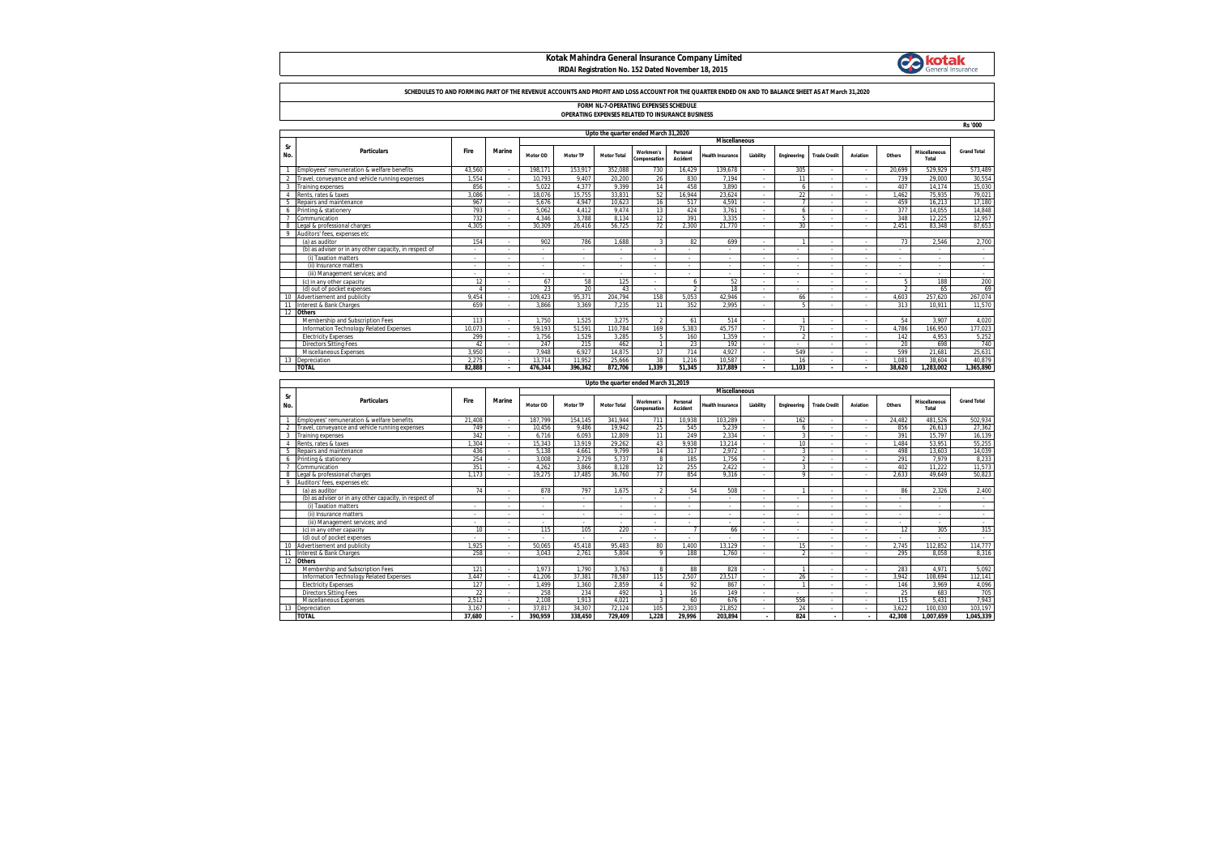# Kotak Mahindra General Insurance Company Limited

**IRDAI Registration No. 152 Dated November 18, 2015**

**SCHEDULES TO AND FORMING PART OF THE REVENUE ACCOUNTS AND PROFIT AND LOSS ACCOUNT FOR THE QUARTER ENDED ON AND TO BALANCE SHEET AS AT March 31,2020**

**FORM NL-7-OPERATING EXPENSES SCHEDULE**

**OPERATING EXPENSES RELATED TO INSURANCE BUSINESS**

Rs '000

**Upto the quarter ended March 31,2020**

| Sr No. | Particulars | Fire | Marine | Miscellaneous | | | | | | | | | | | | Grand Total |
|---|---|---|---|---|---|---|---|---|---|---|---|---|---|---|---|---|
| | | | | Motor OD | Motor TP | Motor Total | Workmen's Compensation | Personal Accident | Health Insurance | Liability | Engineering | Trade Credit | Aviation | Others | Miscellaneous Total | |
| 1 | Employees' remuneration & welfare benefits | 43,560 | - | 198,171 | 153,917 | 352,088 | 730 | 16,429 | 139,678 | - | 305 | - | - | 20,699 | 529,929 | 573,489 |
| 2 | Travel, conveyance and vehicle running expenses | 1,554 | - | 10,793 | 9,407 | 20,200 | 26 | 830 | 7,194 | - | 11 | - | - | 739 | 29,000 | 30,554 |
| 3 | Training expenses | 856 | - | 5,022 | 4,377 | 9,399 | 14 | 458 | 3,890 | - | 6 | - | - | 407 | 14,174 | 15,030 |
| 4 | Rents, rates & taxes | 3,086 | - | 18,076 | 15,755 | 33,831 | 52 | 16,944 | 23,624 | - | 22 | - | - | 1,462 | 75,935 | 79,021 |
| 5 | Repairs and maintenance | 967 | - | 5,676 | 4,947 | 10,623 | 16 | 517 | 4,591 | - | 7 | - | - | 459 | 16,213 | 17,180 |
| 6 | Printing & stationery | 793 | - | 5,062 | 4,412 | 9,474 | 13 | 424 | 3,761 | - | 6 | - | - | 377 | 14,055 | 14,848 |
| 7 | Communication | 732 | - | 4,346 | 3,788 | 8,134 | 12 | 391 | 3,335 | - | 5 | - | - | 348 | 12,225 | 12,957 |
| 8 | Legal & professional charges | 4,305 | - | 30,309 | 26,416 | 56,725 | 72 | 2,300 | 21,770 | - | 30 | - | - | 2,451 | 83,348 | 87,653 |
| 9 | Auditors' fees, expenses etc | | | | | | | | | | | | | | | |
| | (a) as auditor | 154 | - | 902 | 786 | 1,688 | 3 | 82 | 699 | - | 1 | - | - | 73 | 2,546 | 2,700 |
| | (b) as adviser or in any other capacity, in respect of | - | - | - | - | - | - | - | - | - | - | - | - | - | - | - |
| | (i) Taxation matters | - | - | - | - | - | - | - | - | - | - | - | - | - | - | - |
| | (ii) Insurance matters | - | - | - | - | - | - | - | - | - | - | - | - | - | - | - |
| | (iii) Management services; and | - | - | - | - | - | - | - | - | - | - | - | - | - | - | - |
| | (c) in any other capacity | 12 | - | 67 | 58 | 125 | - | 6 | 52 | - | - | - | - | 5 | 188 | 200 |
| | (d) out of pocket expenses | 4 | - | 23 | 20 | 43 | - | 2 | 18 | - | - | - | - | 2 | 65 | 69 |
| 10 | Advertisement and publicity | 9,454 | - | 109,423 | 95,371 | 204,794 | 158 | 5,053 | 42,946 | - | 66 | - | - | 4,603 | 257,620 | 267,074 |
| 11 | Interest & Bank Charges | 659 | - | 3,866 | 3,369 | 7,235 | 11 | 352 | 2,995 | - | 5 | - | - | 313 | 10,911 | 11,570 |
| 12 | **Others** | | | | | | | | | | | | | | | |
| | Membership and Subscription Fees | 113 | - | 1,750 | 1,525 | 3,275 | 2 | 61 | 514 | - | 1 | - | - | 54 | 3,907 | 4,020 |
| | Information Technology Related Expenses | 10,073 | - | 59,193 | 51,591 | 110,784 | 169 | 5,383 | 45,757 | - | 71 | - | - | 4,786 | 166,950 | 177,023 |
| | Electricity Expenses | 299 | - | 1,756 | 1,529 | 3,285 | 5 | 160 | 1,359 | - | 2 | - | - | 142 | 4,953 | 5,252 |
| | Directors Sitting Fees | 42 | - | 247 | 215 | 462 | 1 | 23 | 192 | - | - | - | - | 20 | 698 | 740 |
| | Miscellaneous Expenses | 3,950 | - | 7,948 | 6,927 | 14,875 | 17 | 714 | 4,927 | - | 549 | - | - | 599 | 21,681 | 25,631 |
| 13 | Depreciation | 2,275 | - | 13,714 | 11,952 | 25,666 | 38 | 1,216 | 10,587 | - | 16 | - | - | 1,081 | 38,604 | 40,879 |
| | **TOTAL** | **82,888** | **-** | **476,344** | **396,362** | **872,706** | **1,339** | **51,345** | **317,889** | **-** | **1,103** | **-** | **-** | **38,620** | **1,283,002** | **1,365,890** |

**Upto the quarter ended March 31,2019**

| Sr No. | Particulars | Fire | Marine | Miscellaneous | | | | | | | | | | | | Grand Total |
|---|---|---|---|---|---|---|---|---|---|---|---|---|---|---|---|---|
| | | | | Motor OD | Motor TP | Motor Total | Workmen's Compensation | Personal Accident | Health Insurance | Liability | Engineering | Trade Credit | Aviation | Others | Miscellaneous Total | |
| 1 | Employees' remuneration & welfare benefits | 21,408 | - | 187,799 | 154,145 | 341,944 | 711 | 10,938 | 103,289 | - | 162 | - | - | 24,482 | 481,526 | 502,934 |
| 2 | Travel, conveyance and vehicle running expenses | 749 | - | 10,456 | 9,486 | 19,942 | 25 | 545 | 5,239 | - | 6 | - | - | 856 | 26,613 | 27,362 |
| 3 | Training expenses | 342 | - | 6,716 | 6,093 | 12,809 | 11 | 249 | 2,334 | - | 3 | - | - | 391 | 15,797 | 16,139 |
| 4 | Rents, rates & taxes | 1,304 | - | 15,343 | 13,919 | 29,262 | 43 | 9,938 | 13,214 | - | 10 | - | - | 1,484 | 53,951 | 55,255 |
| 5 | Repairs and maintenance | 436 | - | 5,138 | 4,661 | 9,799 | 14 | 317 | 2,972 | - | 3 | - | - | 498 | 13,603 | 14,039 |
| 6 | Printing & stationery | 254 | - | 3,008 | 2,729 | 5,737 | 8 | 185 | 1,756 | - | 2 | - | - | 291 | 7,979 | 8,233 |
| 7 | Communication | 351 | - | 4,262 | 3,866 | 8,128 | 12 | 255 | 2,422 | - | 3 | - | - | 402 | 11,222 | 11,573 |
| 8 | Legal & professional charges | 1,173 | - | 19,275 | 17,485 | 36,760 | 77 | 854 | 9,316 | - | 9 | - | - | 2,633 | 49,649 | 50,823 |
| 9 | Auditors' fees, expenses etc | | | | | | | | | | | | | | | |
| | (a) as auditor | 74 | - | 878 | 797 | 1,675 | 2 | 54 | 508 | - | 1 | - | - | 86 | 2,326 | 2,400 |
| | (b) as adviser or in any other capacity, in respect of | - | - | - | - | - | - | - | - | - | - | - | - | - | - | - |
| | (i) Taxation matters | - | - | - | - | - | - | - | - | - | - | - | - | - | - | - |
| | (ii) Insurance matters | - | - | - | - | - | - | - | - | - | - | - | - | - | - | - |
| | (iii) Management services; and | - | - | - | - | - | - | - | - | - | - | - | - | - | - | - |
| | (c) in any other capacity | 10 | - | 115 | 105 | 220 | - | 7 | 66 | - | - | - | - | 12 | 305 | 315 |
| | (d) out of pocket expenses | - | - | - | - | - | - | - | - | - | - | - | - | - | - | - |
| 10 | Advertisement and publicity | 1,925 | - | 50,065 | 45,418 | 95,483 | 80 | 1,400 | 13,129 | - | 15 | - | - | 2,745 | 112,852 | 114,777 |
| 11 | Interest & Bank Charges | 258 | - | 3,043 | 2,761 | 5,804 | 9 | 188 | 1,760 | - | 2 | - | - | 295 | 8,058 | 8,316 |
| 12 | **Others** | | | | | | | | | | | | | | | |
| | Membership and Subscription Fees | 121 | - | 1,973 | 1,790 | 3,763 | 8 | 88 | 828 | - | 1 | - | - | 283 | 4,971 | 5,092 |
| | Information Technology Related Expenses | 3,447 | - | 41,206 | 37,381 | 78,587 | 115 | 2,507 | 23,517 | - | 26 | - | - | 3,942 | 108,694 | 112,141 |
| | Electricity Expenses | 127 | - | 1,499 | 1,360 | 2,859 | 4 | 92 | 867 | - | 1 | - | - | 146 | 3,969 | 4,096 |
| | Directors Sitting Fees | 22 | - | 258 | 234 | 492 | 1 | 16 | 149 | - | - | - | - | 25 | 683 | 705 |
| | Miscellaneous Expenses | 2,512 | - | 2,108 | 1,913 | 4,021 | 3 | 60 | 676 | - | 556 | - | - | 115 | 5,431 | 7,943 |
| 13 | Depreciation | 3,167 | - | 37,817 | 34,307 | 72,124 | 105 | 2,303 | 21,852 | - | 24 | - | - | 3,622 | 100,030 | 103,197 |
| | **TOTAL** | **37,680** | **-** | **390,959** | **338,450** | **729,409** | **1,228** | **29,996** | **203,894** | **-** | **824** | **-** | **-** | **42,308** | **1,007,659** | **1,045,339** |